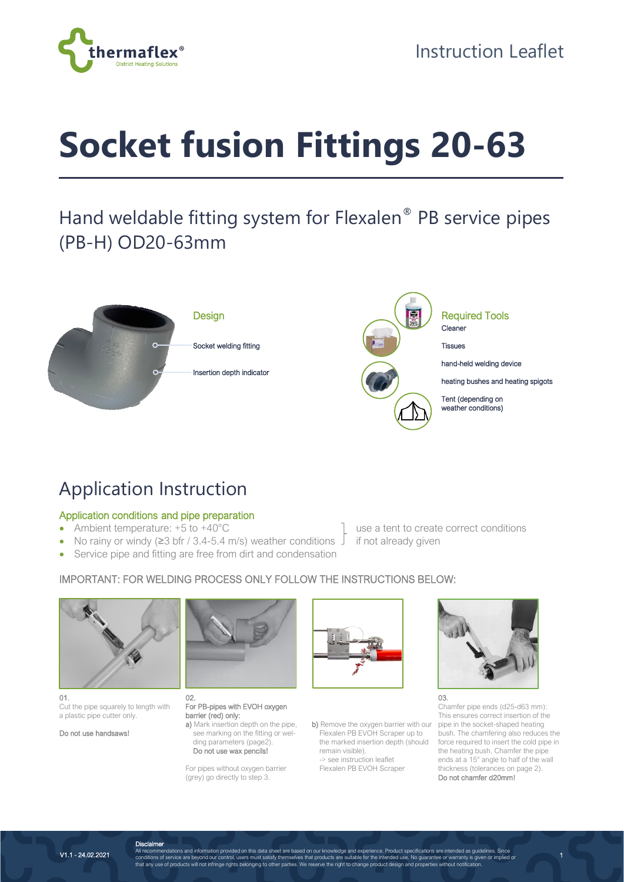Instruction Leaflet

# Socket fusion Fittings 20-63

## Hand weldable fitting system for Flexalen® PB service pipes (PB-H) OD20-63mm

### Design

- Socket welding fitting
- Insertion depth indicator

### Required Tools

- Cleaner
- Tissues
- hand-held welding device
- heating bushes and heating spigots
- Tent (depending on weather conditions)

## Application Instruction

### Application conditions and pipe preparation

- Ambient temperature: +5 to +40°C
- No rainy or windy (≥3 bfr / 3.4-5.4 m/s) weather conditions

(use a tent to create correct conditions if not already given)

- Service pipe and fitting are free from dirt and condensation

IMPORTANT: FOR WELDING PROCESS ONLY FOLLOW THE INSTRUCTIONS BELOW:

01.
Cut the pipe squarely to length with a plastic pipe cutter only.

Do not use handsaws!

02.
For PB-pipes with EVOH oxygen barrier (red) only:

a) Mark insertion depth on the pipe, see marking on the fitting or welding parameters (page2).
Do not use wax pencils!

For pipes without oxygen barrier (grey) go directly to step 3.

b) Remove the oxygen barrier with our Flexalen PB EVOH Scraper up to the marked insertion depth (should remain visible).
-> see instruction leaflet Flexalen PB EVOH Scraper

03.
Chamfer pipe ends (d25-d63 mm): This ensures correct insertion of the pipe in the socket-shaped heating bush. The chamfering also reduces the force required to insert the cold pipe in the heating bush. Chamfer the pipe ends at a 15° angle to half of the wall thickness (tolerances on page 2).
Do not chamfer d20mm!

**Disclaimer**
All recommendations and information provided on this data sheet are based on our knowledge and experience. Product specifications are intended as guidelines. Since conditions of service are beyond our control, users must satisfy themselves that products are suitable for the intended use. No guarantee or warranty is given or implied or that any use of products will not infringe rights belonging to other parties. We reserve the right to change product design and properties without notification.

V1.1 - 24.02.2021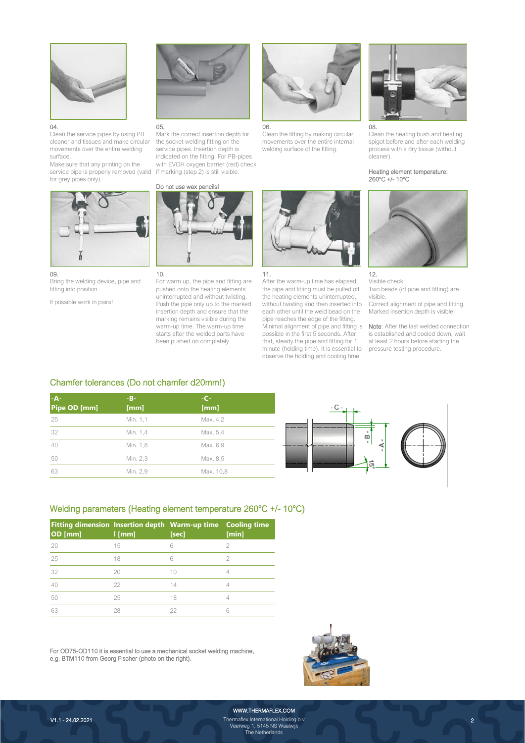04.
Clean the service pipes by using PB cleaner and tissues and make circular movements over the entire welding surface.
Make sure that any printing on the service pipe is properly removed (valid for grey pipes only).

05.
Mark the correct insertion depth for the socket welding fitting on the service pipes. Insertion depth is indicated on the fitting. For PB-pipes with EVOH oxygen barrier (red) check if marking (step 2) is still visible.

Do not use wax pencils!

06.
Clean the fitting by making circular movements over the entire internal welding surface of the fitting.

08.
Clean the heating bush and heating spigot before and after each welding process with a dry tissue (without cleaner).

Heating element temperature:
260°C +/- 10°C

09.
Bring the welding device, pipe and fitting into position.

If possible work in pairs!

10.
For warm up, the pipe and fitting are pushed onto the heating elements uninterrupted and without twisting. Push the pipe only up to the marked insertion depth and ensure that the marking remains visible during the warm-up time. The warm-up time starts after the welded parts have been pushed on completely.

11.
After the warm-up time has elapsed, the pipe and fitting must be pulled off the heating elements uninterrupted, without twisting and then inserted into each other until the weld bead on the pipe reaches the edge of the fitting. Minimal alignment of pipe and fitting is possible in the first 5 seconds. After that, steady the pipe and fitting for 1 minute (holding time). It is essential to observe the holding and cooling time.

12.
Visible check:
Two beads (of pipe and fitting) are visible.
Correct alignment of pipe and fitting.
Marked insertion depth is visible.

**Note**: After the last welded connection is established and cooled down, wait at least 2 hours before starting the pressure testing procedure.

## Chamfer tolerances (Do not chamfer d20mm!)

| -A- Pipe OD [mm] | -B- [mm] | -C- [mm] |
|---|---|---|
| 25 | Min. 1,1 | Max. 4,2 |
| 32 | Min. 1,4 | Max. 5,4 |
| 40 | Min. 1,8 | Max. 6,9 |
| 50 | Min. 2,3 | Max. 8,5 |
| 63 | Min. 2,9 | Max. 10,8 |

- C -
- B -
- A -
15°

## Welding parameters (Heating element temperature 260°C +/- 10°C)

| Fitting dimension OD [mm] | Insertion depth l [mm] | Warm-up time [sec] | Cooling time [min] |
|---|---|---|---|
| 20 | 15 | 6 | 2 |
| 25 | 18 | 6 | 2 |
| 32 | 20 | 10 | 4 |
| 40 | 22 | 14 | 4 |
| 50 | 25 | 18 | 4 |
| 63 | 28 | 22 | 6 |

For OD75-OD110 it is essential to use a mechanical socket welding machine, e.g. BTM110 from Georg Fischer (photo on the right).

V1.1 - 24.02.2021

WWW.THERMAFLEX.COM
Thermaflex International Holding b.v
Veerweg 1, 5145 NS Waalwijk
The Netherlands